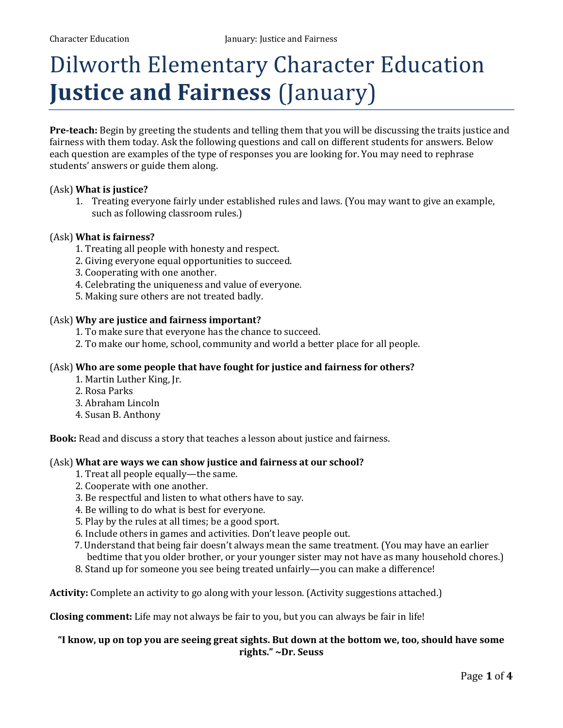# Dilworth Elementary Character Education **Justice and Fairness** (January)

**Pre-teach:** Begin by greeting the students and telling them that you will be discussing the traits justice and fairness with them today. Ask the following questions and call on different students for answers. Below each question are examples of the type of responses you are looking for. You may need to rephrase students' answers or guide them along.

(Ask) **What is justice?**

1. Treating everyone fairly under established rules and laws. (You may want to give an example, such as following classroom rules.)

(Ask) **What is fairness?**

1. Treating all people with honesty and respect.
2. Giving everyone equal opportunities to succeed.
3. Cooperating with one another.
4. Celebrating the uniqueness and value of everyone.
5. Making sure others are not treated badly.

(Ask) **Why are justice and fairness important?**

1. To make sure that everyone has the chance to succeed.
2. To make our home, school, community and world a better place for all people.

(Ask) **Who are some people that have fought for justice and fairness for others?**

1. Martin Luther King, Jr.
2. Rosa Parks
3. Abraham Lincoln
4. Susan B. Anthony

**Book:** Read and discuss a story that teaches a lesson about justice and fairness.

(Ask) **What are ways we can show justice and fairness at our school?**

1. Treat all people equally—the same.
2. Cooperate with one another.
3. Be respectful and listen to what others have to say.
4. Be willing to do what is best for everyone.
5. Play by the rules at all times; be a good sport.
6. Include others in games and activities. Don't leave people out.
7. Understand that being fair doesn't always mean the same treatment. (You may have an earlier bedtime that you older brother, or your younger sister may not have as many household chores.)
8. Stand up for someone you see being treated unfairly—you can make a difference!

**Activity:** Complete an activity to go along with your lesson. (Activity suggestions attached.)

**Closing comment:** Life may not always be fair to you, but you can always be fair in life!

**"I know, up on top you are seeing great sights. But down at the bottom we, too, should have some rights." ~Dr. Seuss**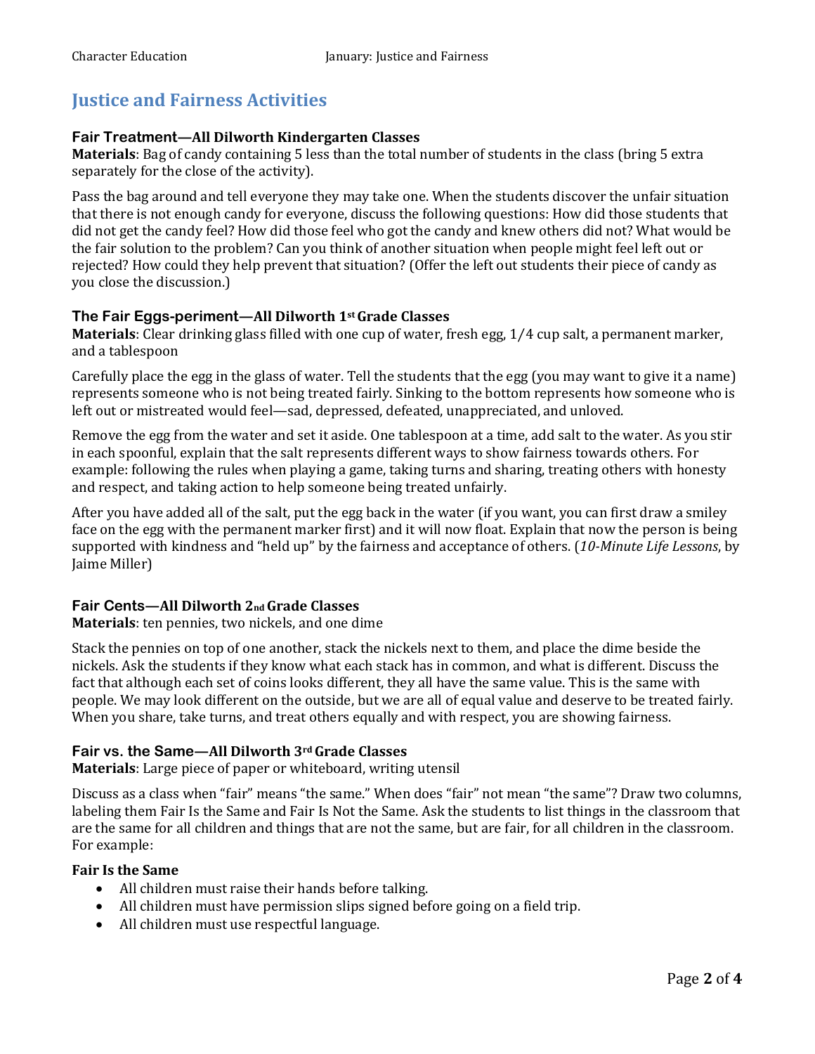# Justice and Fairness Activities

### Fair Treatment—All Dilworth Kindergarten Classes

**Materials**: Bag of candy containing 5 less than the total number of students in the class (bring 5 extra separately for the close of the activity).

Pass the bag around and tell everyone they may take one. When the students discover the unfair situation that there is not enough candy for everyone, discuss the following questions: How did those students that did not get the candy feel? How did those feel who got the candy and knew others did not? What would be the fair solution to the problem? Can you think of another situation when people might feel left out or rejected? How could they help prevent that situation? (Offer the left out students their piece of candy as you close the discussion.)

### The Fair Eggs-periment—All Dilworth 1st Grade Classes

**Materials**: Clear drinking glass filled with one cup of water, fresh egg, 1/4 cup salt, a permanent marker, and a tablespoon

Carefully place the egg in the glass of water. Tell the students that the egg (you may want to give it a name) represents someone who is not being treated fairly. Sinking to the bottom represents how someone who is left out or mistreated would feel—sad, depressed, defeated, unappreciated, and unloved.

Remove the egg from the water and set it aside. One tablespoon at a time, add salt to the water. As you stir in each spoonful, explain that the salt represents different ways to show fairness towards others. For example: following the rules when playing a game, taking turns and sharing, treating others with honesty and respect, and taking action to help someone being treated unfairly.

After you have added all of the salt, put the egg back in the water (if you want, you can first draw a smiley face on the egg with the permanent marker first) and it will now float. Explain that now the person is being supported with kindness and "held up" by the fairness and acceptance of others. (*10-Minute Life Lessons*, by Jaime Miller)

### Fair Cents—All Dilworth 2nd Grade Classes

**Materials**: ten pennies, two nickels, and one dime

Stack the pennies on top of one another, stack the nickels next to them, and place the dime beside the nickels. Ask the students if they know what each stack has in common, and what is different. Discuss the fact that although each set of coins looks different, they all have the same value. This is the same with people. We may look different on the outside, but we are all of equal value and deserve to be treated fairly. When you share, take turns, and treat others equally and with respect, you are showing fairness.

### Fair vs. the Same—All Dilworth 3rd Grade Classes

**Materials**: Large piece of paper or whiteboard, writing utensil

Discuss as a class when "fair" means "the same." When does "fair" not mean "the same"? Draw two columns, labeling them Fair Is the Same and Fair Is Not the Same. Ask the students to list things in the classroom that are the same for all children and things that are not the same, but are fair, for all children in the classroom. For example:

**Fair Is the Same**

- All children must raise their hands before talking.
- All children must have permission slips signed before going on a field trip.
- All children must use respectful language.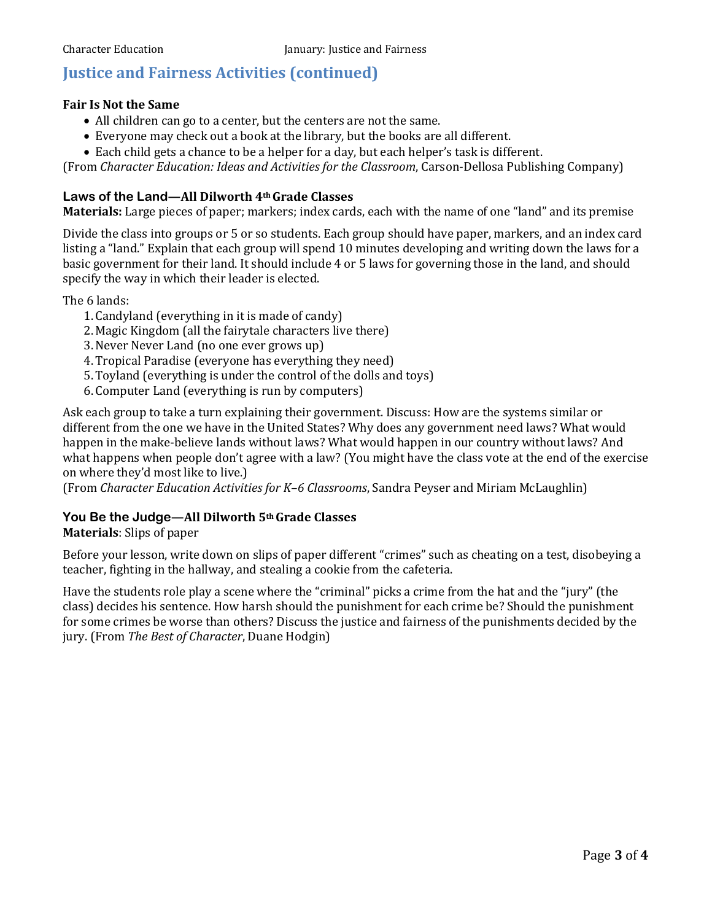## Justice and Fairness Activities (continued)

**Fair Is Not the Same**

- All children can go to a center, but the centers are not the same.
- Everyone may check out a book at the library, but the books are all different.
- Each child gets a chance to be a helper for a day, but each helper's task is different.

(From *Character Education: Ideas and Activities for the Classroom*, Carson-Dellosa Publishing Company)

### Laws of the Land—All Dilworth 4th Grade Classes

**Materials:** Large pieces of paper; markers; index cards, each with the name of one "land" and its premise

Divide the class into groups or 5 or so students. Each group should have paper, markers, and an index card listing a "land." Explain that each group will spend 10 minutes developing and writing down the laws for a basic government for their land. It should include 4 or 5 laws for governing those in the land, and should specify the way in which their leader is elected.

The 6 lands:

1. Candyland (everything in it is made of candy)
2. Magic Kingdom (all the fairytale characters live there)
3. Never Never Land (no one ever grows up)
4. Tropical Paradise (everyone has everything they need)
5. Toyland (everything is under the control of the dolls and toys)
6. Computer Land (everything is run by computers)

Ask each group to take a turn explaining their government. Discuss: How are the systems similar or different from the one we have in the United States? Why does any government need laws? What would happen in the make-believe lands without laws? What would happen in our country without laws? And what happens when people don't agree with a law? (You might have the class vote at the end of the exercise on where they'd most like to live.)

(From *Character Education Activities for K–6 Classrooms*, Sandra Peyser and Miriam McLaughlin)

### You Be the Judge—All Dilworth 5th Grade Classes

**Materials**: Slips of paper

Before your lesson, write down on slips of paper different "crimes" such as cheating on a test, disobeying a teacher, fighting in the hallway, and stealing a cookie from the cafeteria.

Have the students role play a scene where the "criminal" picks a crime from the hat and the "jury" (the class) decides his sentence. How harsh should the punishment for each crime be? Should the punishment for some crimes be worse than others? Discuss the justice and fairness of the punishments decided by the jury. (From *The Best of Character*, Duane Hodgin)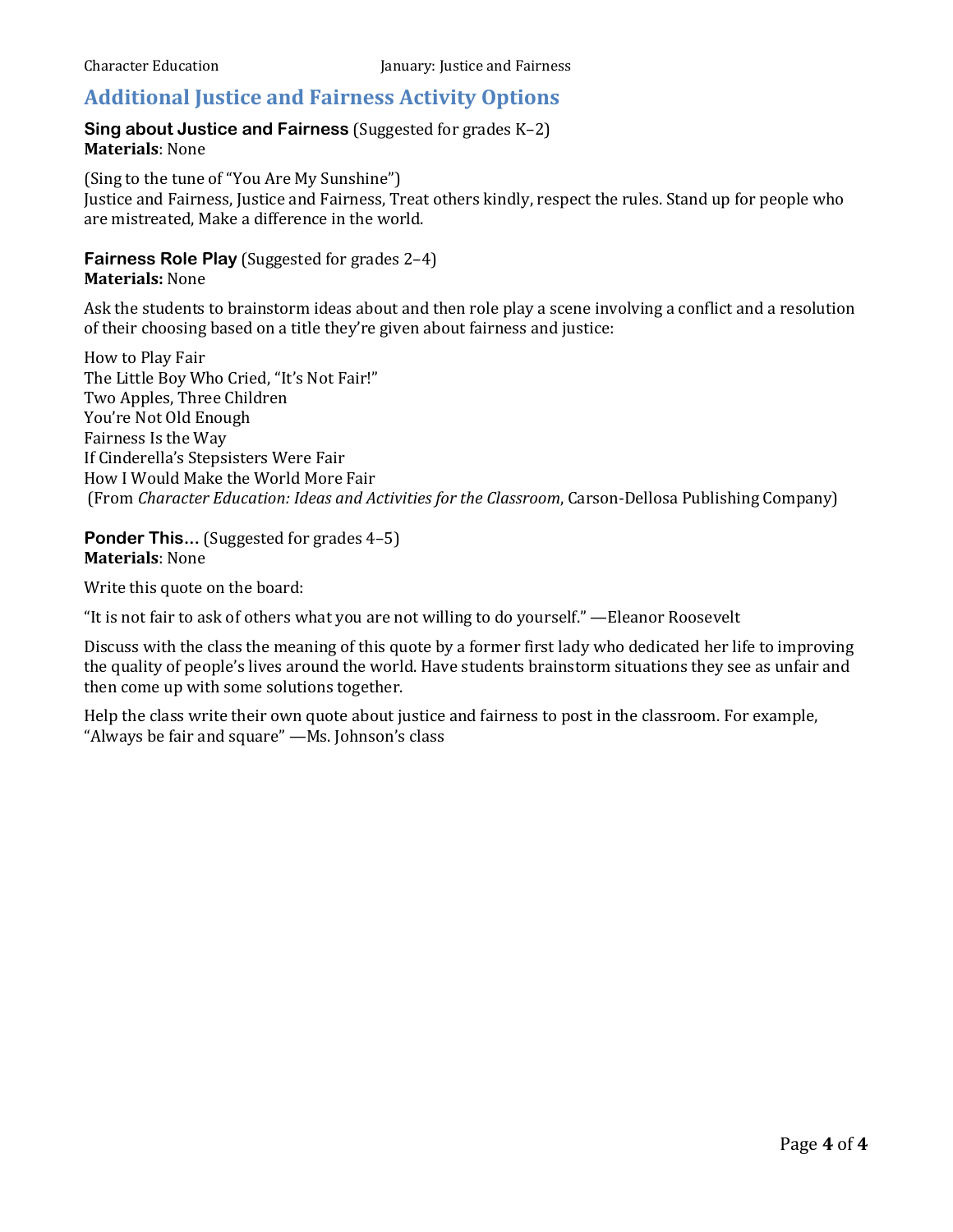## Additional Justice and Fairness Activity Options

### Sing about Justice and Fairness (Suggested for grades K–2)

**Materials**: None

(Sing to the tune of "You Are My Sunshine")
Justice and Fairness, Justice and Fairness, Treat others kindly, respect the rules. Stand up for people who are mistreated, Make a difference in the world.

### Fairness Role Play (Suggested for grades 2–4)

**Materials:** None

Ask the students to brainstorm ideas about and then role play a scene involving a conflict and a resolution of their choosing based on a title they're given about fairness and justice:

How to Play Fair
The Little Boy Who Cried, "It's Not Fair!"
Two Apples, Three Children
You're Not Old Enough
Fairness Is the Way
If Cinderella's Stepsisters Were Fair
How I Would Make the World More Fair
(From *Character Education: Ideas and Activities for the Classroom*, Carson-Dellosa Publishing Company)

### Ponder This… (Suggested for grades 4–5)

**Materials**: None

Write this quote on the board:

"It is not fair to ask of others what you are not willing to do yourself." —Eleanor Roosevelt

Discuss with the class the meaning of this quote by a former first lady who dedicated her life to improving the quality of people's lives around the world. Have students brainstorm situations they see as unfair and then come up with some solutions together.

Help the class write their own quote about justice and fairness to post in the classroom. For example, "Always be fair and square" —Ms. Johnson's class